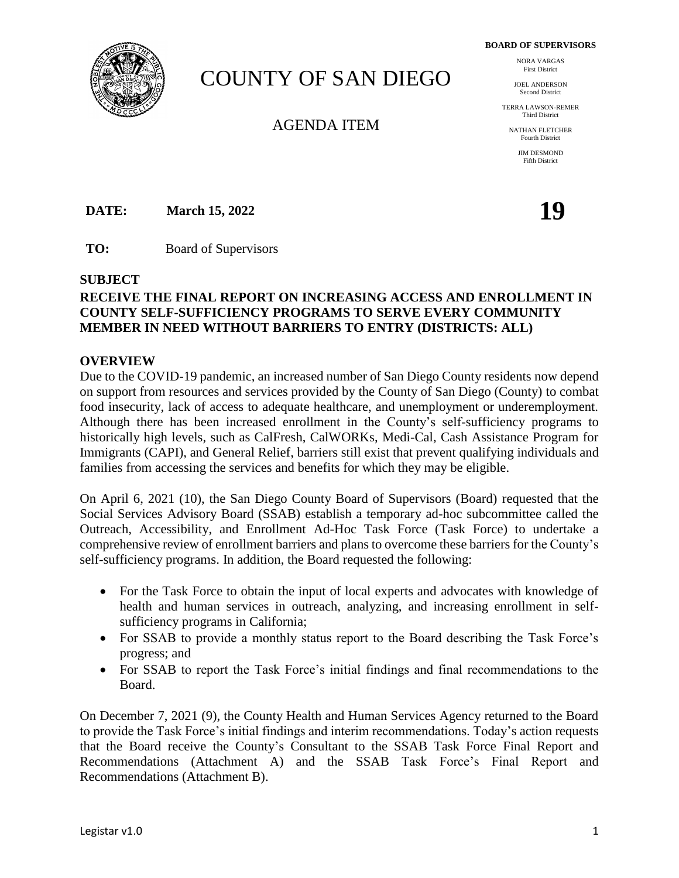# COUNTY OF SAN DIEGO

## AGENDA ITEM

**BOARD OF SUPERVISORS**

NORA VARGAS
First District

JOEL ANDERSON
Second District

TERRA LAWSON-REMER
Third District

NATHAN FLETCHER
Fourth District

JIM DESMOND
Fifth District

**DATE:** **March 15, 2022**

**19**

**TO:** Board of Supervisors

**SUBJECT**

**RECEIVE THE FINAL REPORT ON INCREASING ACCESS AND ENROLLMENT IN COUNTY SELF-SUFFICIENCY PROGRAMS TO SERVE EVERY COMMUNITY MEMBER IN NEED WITHOUT BARRIERS TO ENTRY (DISTRICTS: ALL)**

**OVERVIEW**

Due to the COVID-19 pandemic, an increased number of San Diego County residents now depend on support from resources and services provided by the County of San Diego (County) to combat food insecurity, lack of access to adequate healthcare, and unemployment or underemployment. Although there has been increased enrollment in the County's self-sufficiency programs to historically high levels, such as CalFresh, CalWORKs, Medi-Cal, Cash Assistance Program for Immigrants (CAPI), and General Relief, barriers still exist that prevent qualifying individuals and families from accessing the services and benefits for which they may be eligible.

On April 6, 2021 (10), the San Diego County Board of Supervisors (Board) requested that the Social Services Advisory Board (SSAB) establish a temporary ad-hoc subcommittee called the Outreach, Accessibility, and Enrollment Ad-Hoc Task Force (Task Force) to undertake a comprehensive review of enrollment barriers and plans to overcome these barriers for the County's self-sufficiency programs. In addition, the Board requested the following:

- For the Task Force to obtain the input of local experts and advocates with knowledge of health and human services in outreach, analyzing, and increasing enrollment in self-sufficiency programs in California;
- For SSAB to provide a monthly status report to the Board describing the Task Force's progress; and
- For SSAB to report the Task Force's initial findings and final recommendations to the Board.

On December 7, 2021 (9), the County Health and Human Services Agency returned to the Board to provide the Task Force's initial findings and interim recommendations. Today's action requests that the Board receive the County's Consultant to the SSAB Task Force Final Report and Recommendations (Attachment A) and the SSAB Task Force's Final Report and Recommendations (Attachment B).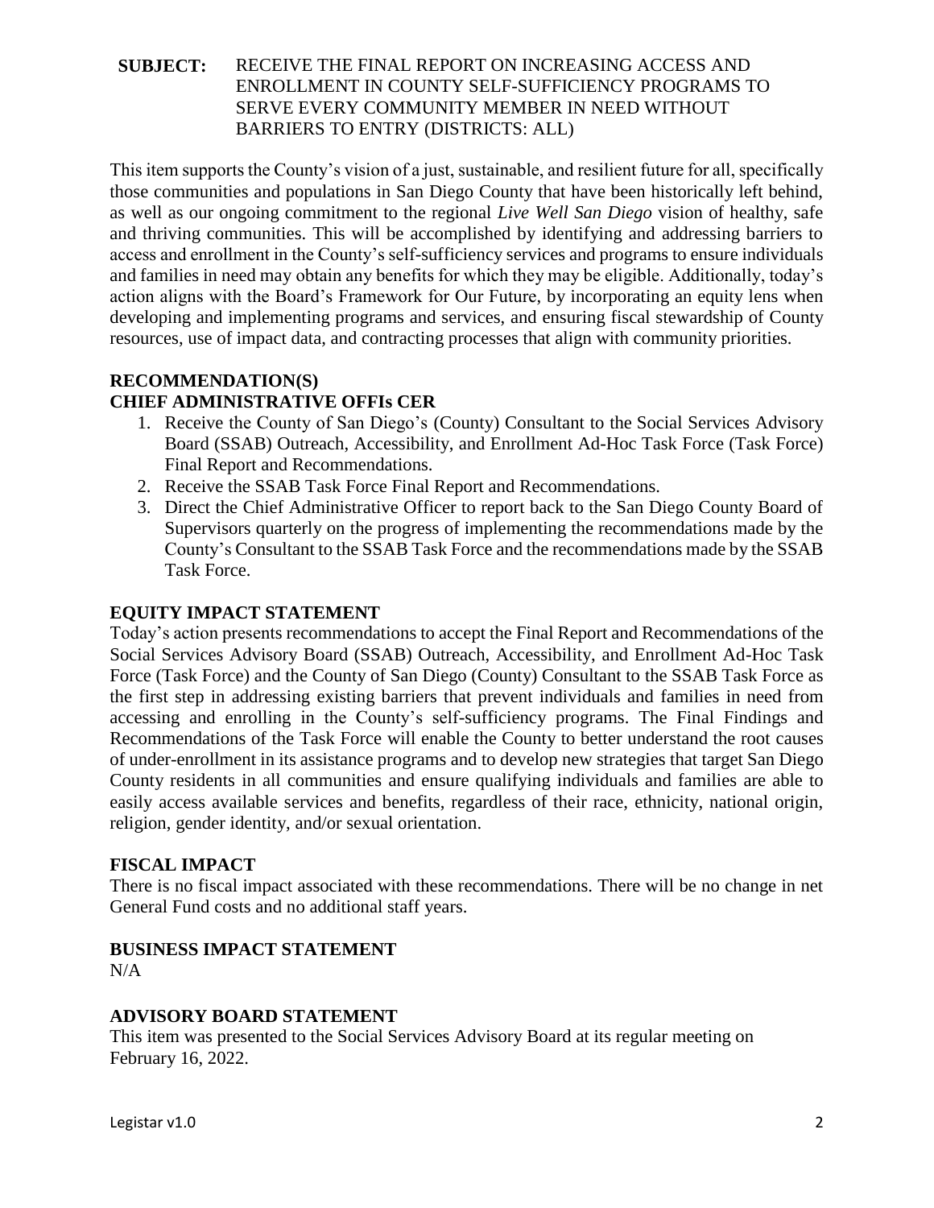**SUBJECT:** RECEIVE THE FINAL REPORT ON INCREASING ACCESS AND ENROLLMENT IN COUNTY SELF-SUFFICIENCY PROGRAMS TO SERVE EVERY COMMUNITY MEMBER IN NEED WITHOUT BARRIERS TO ENTRY (DISTRICTS: ALL)

This item supports the County's vision of a just, sustainable, and resilient future for all, specifically those communities and populations in San Diego County that have been historically left behind, as well as our ongoing commitment to the regional *Live Well San Diego* vision of healthy, safe and thriving communities. This will be accomplished by identifying and addressing barriers to access and enrollment in the County's self-sufficiency services and programs to ensure individuals and families in need may obtain any benefits for which they may be eligible. Additionally, today's action aligns with the Board's Framework for Our Future, by incorporating an equity lens when developing and implementing programs and services, and ensuring fiscal stewardship of County resources, use of impact data, and contracting processes that align with community priorities.

## RECOMMENDATION(S)

## CHIEF ADMINISTRATIVE OFFIs CER

1. Receive the County of San Diego's (County) Consultant to the Social Services Advisory Board (SSAB) Outreach, Accessibility, and Enrollment Ad-Hoc Task Force (Task Force) Final Report and Recommendations.
2. Receive the SSAB Task Force Final Report and Recommendations.
3. Direct the Chief Administrative Officer to report back to the San Diego County Board of Supervisors quarterly on the progress of implementing the recommendations made by the County's Consultant to the SSAB Task Force and the recommendations made by the SSAB Task Force.

## EQUITY IMPACT STATEMENT

Today's action presents recommendations to accept the Final Report and Recommendations of the Social Services Advisory Board (SSAB) Outreach, Accessibility, and Enrollment Ad-Hoc Task Force (Task Force) and the County of San Diego (County) Consultant to the SSAB Task Force as the first step in addressing existing barriers that prevent individuals and families in need from accessing and enrolling in the County's self-sufficiency programs. The Final Findings and Recommendations of the Task Force will enable the County to better understand the root causes of under-enrollment in its assistance programs and to develop new strategies that target San Diego County residents in all communities and ensure qualifying individuals and families are able to easily access available services and benefits, regardless of their race, ethnicity, national origin, religion, gender identity, and/or sexual orientation.

## FISCAL IMPACT

There is no fiscal impact associated with these recommendations. There will be no change in net General Fund costs and no additional staff years.

## BUSINESS IMPACT STATEMENT

N/A

## ADVISORY BOARD STATEMENT

This item was presented to the Social Services Advisory Board at its regular meeting on February 16, 2022.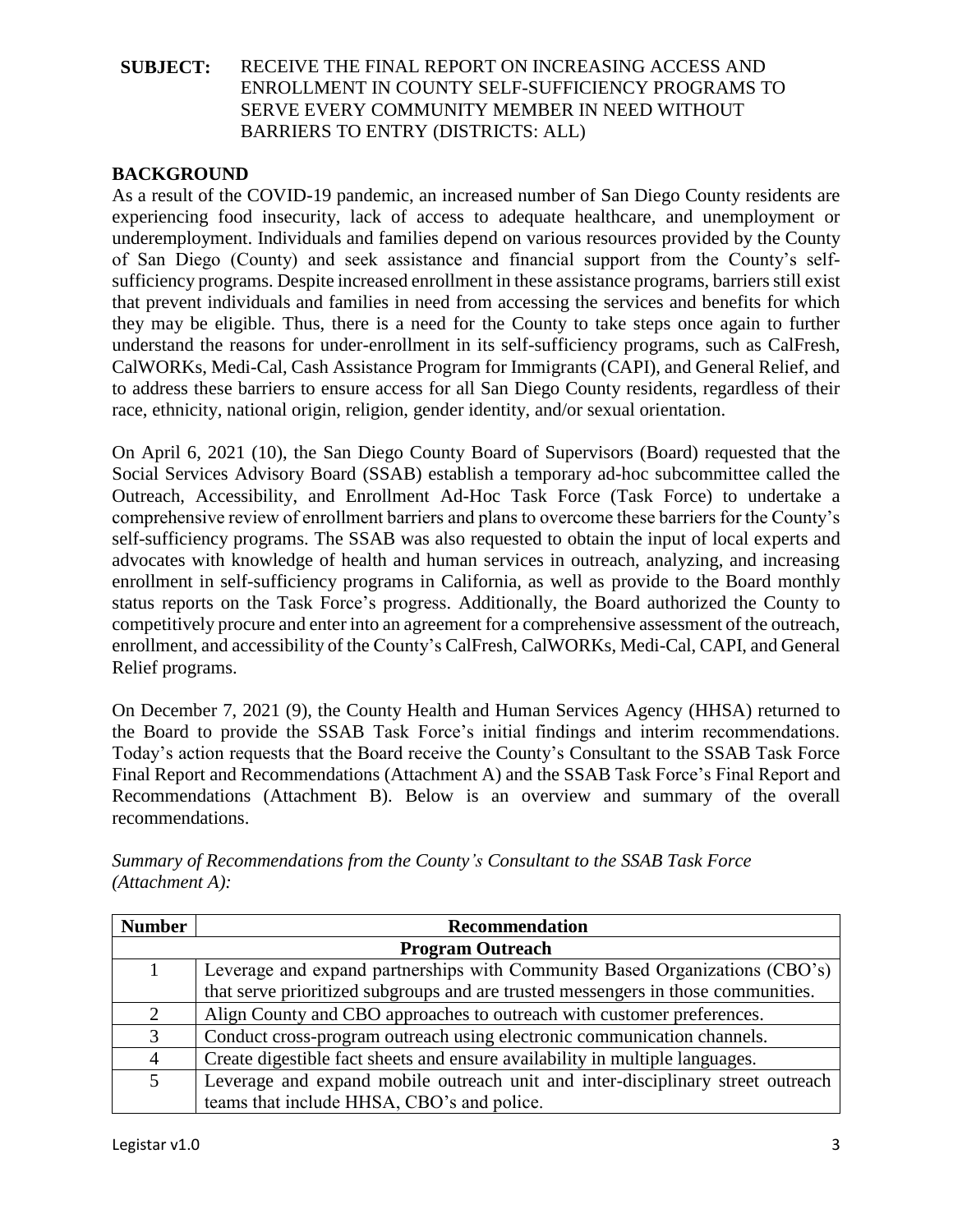**SUBJECT:** RECEIVE THE FINAL REPORT ON INCREASING ACCESS AND ENROLLMENT IN COUNTY SELF-SUFFICIENCY PROGRAMS TO SERVE EVERY COMMUNITY MEMBER IN NEED WITHOUT BARRIERS TO ENTRY (DISTRICTS: ALL)

## BACKGROUND

As a result of the COVID-19 pandemic, an increased number of San Diego County residents are experiencing food insecurity, lack of access to adequate healthcare, and unemployment or underemployment. Individuals and families depend on various resources provided by the County of San Diego (County) and seek assistance and financial support from the County's self-sufficiency programs. Despite increased enrollment in these assistance programs, barriers still exist that prevent individuals and families in need from accessing the services and benefits for which they may be eligible. Thus, there is a need for the County to take steps once again to further understand the reasons for under-enrollment in its self-sufficiency programs, such as CalFresh, CalWORKs, Medi-Cal, Cash Assistance Program for Immigrants (CAPI), and General Relief, and to address these barriers to ensure access for all San Diego County residents, regardless of their race, ethnicity, national origin, religion, gender identity, and/or sexual orientation.

On April 6, 2021 (10), the San Diego County Board of Supervisors (Board) requested that the Social Services Advisory Board (SSAB) establish a temporary ad-hoc subcommittee called the Outreach, Accessibility, and Enrollment Ad-Hoc Task Force (Task Force) to undertake a comprehensive review of enrollment barriers and plans to overcome these barriers for the County's self-sufficiency programs. The SSAB was also requested to obtain the input of local experts and advocates with knowledge of health and human services in outreach, analyzing, and increasing enrollment in self-sufficiency programs in California, as well as provide to the Board monthly status reports on the Task Force's progress. Additionally, the Board authorized the County to competitively procure and enter into an agreement for a comprehensive assessment of the outreach, enrollment, and accessibility of the County's CalFresh, CalWORKs, Medi-Cal, CAPI, and General Relief programs.

On December 7, 2021 (9), the County Health and Human Services Agency (HHSA) returned to the Board to provide the SSAB Task Force's initial findings and interim recommendations. Today's action requests that the Board receive the County's Consultant to the SSAB Task Force Final Report and Recommendations (Attachment A) and the SSAB Task Force's Final Report and Recommendations (Attachment B). Below is an overview and summary of the overall recommendations.

*Summary of Recommendations from the County's Consultant to the SSAB Task Force (Attachment A):*

| Number | Recommendation |
|---|---|
| | **Program Outreach** |
| 1 | Leverage and expand partnerships with Community Based Organizations (CBO's) that serve prioritized subgroups and are trusted messengers in those communities. |
| 2 | Align County and CBO approaches to outreach with customer preferences. |
| 3 | Conduct cross-program outreach using electronic communication channels. |
| 4 | Create digestible fact sheets and ensure availability in multiple languages. |
| 5 | Leverage and expand mobile outreach unit and inter-disciplinary street outreach teams that include HHSA, CBO's and police. |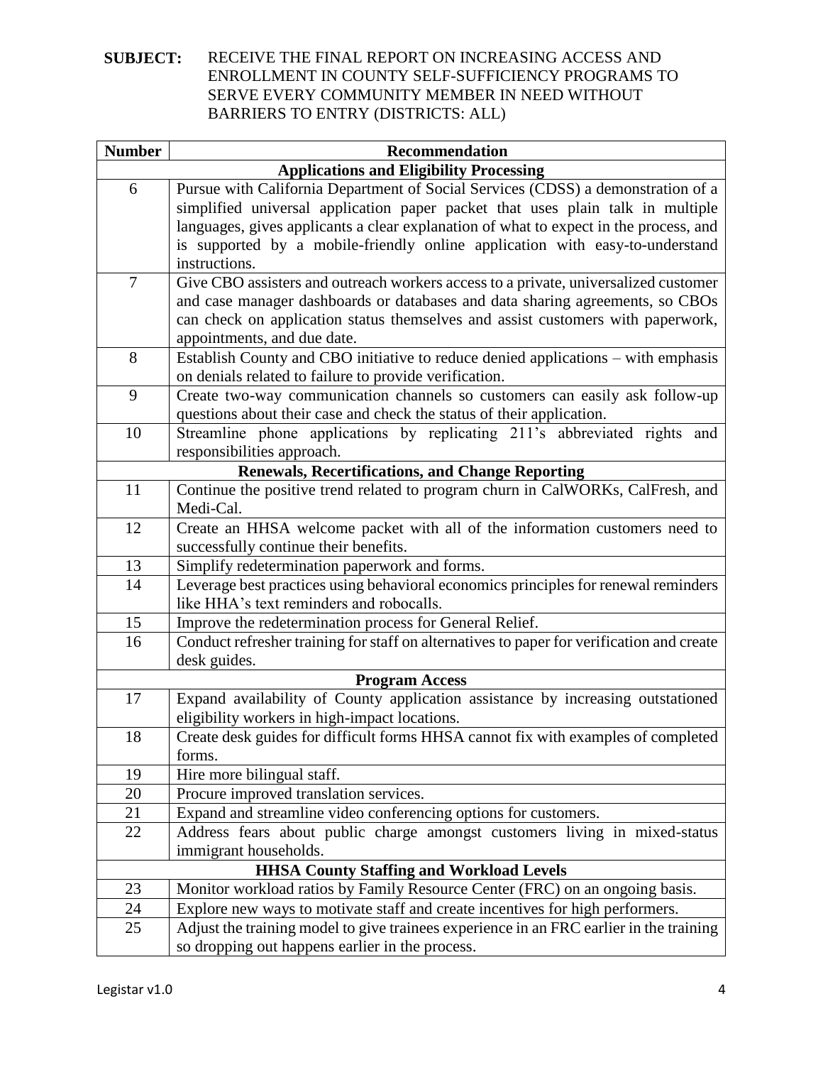**SUBJECT:** RECEIVE THE FINAL REPORT ON INCREASING ACCESS AND ENROLLMENT IN COUNTY SELF-SUFFICIENCY PROGRAMS TO SERVE EVERY COMMUNITY MEMBER IN NEED WITHOUT BARRIERS TO ENTRY (DISTRICTS: ALL)

| Number | Recommendation |
|---|---|
| | **Applications and Eligibility Processing** |
| 6 | Pursue with California Department of Social Services (CDSS) a demonstration of a simplified universal application paper packet that uses plain talk in multiple languages, gives applicants a clear explanation of what to expect in the process, and is supported by a mobile-friendly online application with easy-to-understand instructions. |
| 7 | Give CBO assisters and outreach workers access to a private, universalized customer and case manager dashboards or databases and data sharing agreements, so CBOs can check on application status themselves and assist customers with paperwork, appointments, and due date. |
| 8 | Establish County and CBO initiative to reduce denied applications – with emphasis on denials related to failure to provide verification. |
| 9 | Create two-way communication channels so customers can easily ask follow-up questions about their case and check the status of their application. |
| 10 | Streamline phone applications by replicating 211's abbreviated rights and responsibilities approach. |
| | **Renewals, Recertifications, and Change Reporting** |
| 11 | Continue the positive trend related to program churn in CalWORKs, CalFresh, and Medi-Cal. |
| 12 | Create an HHSA welcome packet with all of the information customers need to successfully continue their benefits. |
| 13 | Simplify redetermination paperwork and forms. |
| 14 | Leverage best practices using behavioral economics principles for renewal reminders like HHA's text reminders and robocalls. |
| 15 | Improve the redetermination process for General Relief. |
| 16 | Conduct refresher training for staff on alternatives to paper for verification and create desk guides. |
| | **Program Access** |
| 17 | Expand availability of County application assistance by increasing outstationed eligibility workers in high-impact locations. |
| 18 | Create desk guides for difficult forms HHSA cannot fix with examples of completed forms. |
| 19 | Hire more bilingual staff. |
| 20 | Procure improved translation services. |
| 21 | Expand and streamline video conferencing options for customers. |
| 22 | Address fears about public charge amongst customers living in mixed-status immigrant households. |
| | **HHSA County Staffing and Workload Levels** |
| 23 | Monitor workload ratios by Family Resource Center (FRC) on an ongoing basis. |
| 24 | Explore new ways to motivate staff and create incentives for high performers. |
| 25 | Adjust the training model to give trainees experience in an FRC earlier in the training so dropping out happens earlier in the process. |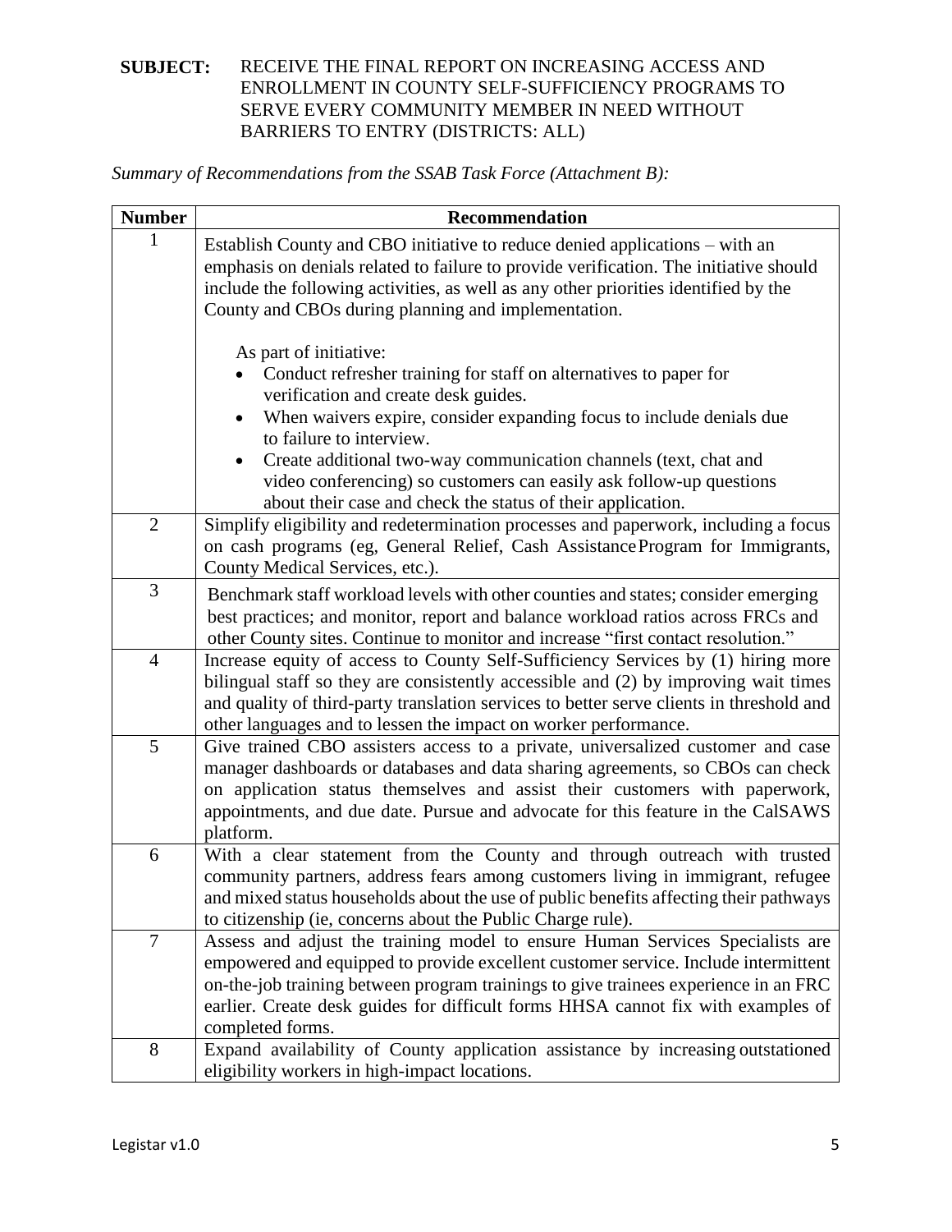**SUBJECT:** RECEIVE THE FINAL REPORT ON INCREASING ACCESS AND ENROLLMENT IN COUNTY SELF-SUFFICIENCY PROGRAMS TO SERVE EVERY COMMUNITY MEMBER IN NEED WITHOUT BARRIERS TO ENTRY (DISTRICTS: ALL)

*Summary of Recommendations from the SSAB Task Force (Attachment B):*

| Number | Recommendation |
| --- | --- |
| 1 | Establish County and CBO initiative to reduce denied applications – with an emphasis on denials related to failure to provide verification. The initiative should include the following activities, as well as any other priorities identified by the County and CBOs during planning and implementation.<br><br>As part of initiative:<br>• Conduct refresher training for staff on alternatives to paper for verification and create desk guides.<br>• When waivers expire, consider expanding focus to include denials due to failure to interview.<br>• Create additional two-way communication channels (text, chat and video conferencing) so customers can easily ask follow-up questions about their case and check the status of their application. |
| 2 | Simplify eligibility and redetermination processes and paperwork, including a focus on cash programs (eg, General Relief, Cash Assistance Program for Immigrants, County Medical Services, etc.). |
| 3 | Benchmark staff workload levels with other counties and states; consider emerging best practices; and monitor, report and balance workload ratios across FRCs and other County sites. Continue to monitor and increase "first contact resolution." |
| 4 | Increase equity of access to County Self-Sufficiency Services by (1) hiring more bilingual staff so they are consistently accessible and (2) by improving wait times and quality of third-party translation services to better serve clients in threshold and other languages and to lessen the impact on worker performance. |
| 5 | Give trained CBO assisters access to a private, universalized customer and case manager dashboards or databases and data sharing agreements, so CBOs can check on application status themselves and assist their customers with paperwork, appointments, and due date. Pursue and advocate for this feature in the CalSAWS platform. |
| 6 | With a clear statement from the County and through outreach with trusted community partners, address fears among customers living in immigrant, refugee and mixed status households about the use of public benefits affecting their pathways to citizenship (ie, concerns about the Public Charge rule). |
| 7 | Assess and adjust the training model to ensure Human Services Specialists are empowered and equipped to provide excellent customer service. Include intermittent on-the-job training between program trainings to give trainees experience in an FRC earlier. Create desk guides for difficult forms HHSA cannot fix with examples of completed forms. |
| 8 | Expand availability of County application assistance by increasing outstationed eligibility workers in high-impact locations. |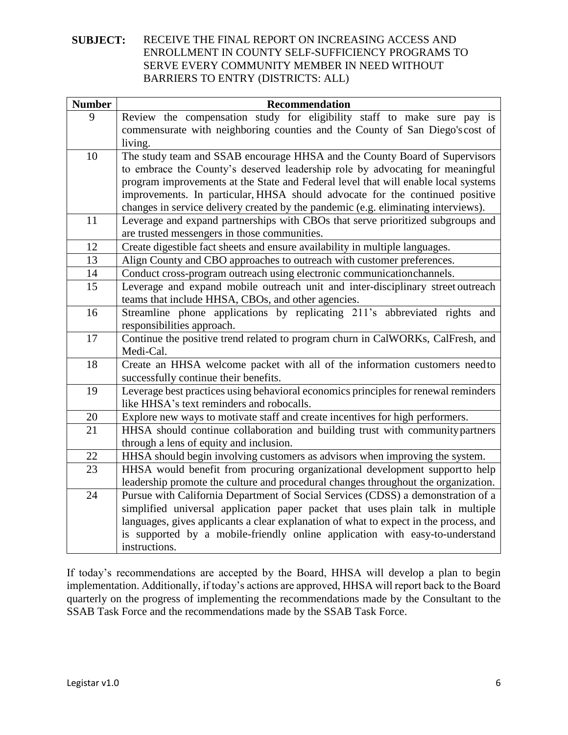**SUBJECT:** RECEIVE THE FINAL REPORT ON INCREASING ACCESS AND ENROLLMENT IN COUNTY SELF-SUFFICIENCY PROGRAMS TO SERVE EVERY COMMUNITY MEMBER IN NEED WITHOUT BARRIERS TO ENTRY (DISTRICTS: ALL)

| Number | Recommendation |
|---|---|
| 9 | Review the compensation study for eligibility staff to make sure pay is commensurate with neighboring counties and the County of San Diego's cost of living. |
| 10 | The study team and SSAB encourage HHSA and the County Board of Supervisors to embrace the County's deserved leadership role by advocating for meaningful program improvements at the State and Federal level that will enable local systems improvements. In particular, HHSA should advocate for the continued positive changes in service delivery created by the pandemic (e.g. eliminating interviews). |
| 11 | Leverage and expand partnerships with CBOs that serve prioritized subgroups and are trusted messengers in those communities. |
| 12 | Create digestible fact sheets and ensure availability in multiple languages. |
| 13 | Align County and CBO approaches to outreach with customer preferences. |
| 14 | Conduct cross-program outreach using electronic communication channels. |
| 15 | Leverage and expand mobile outreach unit and inter-disciplinary street outreach teams that include HHSA, CBOs, and other agencies. |
| 16 | Streamline phone applications by replicating 211's abbreviated rights and responsibilities approach. |
| 17 | Continue the positive trend related to program churn in CalWORKs, CalFresh, and Medi-Cal. |
| 18 | Create an HHSA welcome packet with all of the information customers need to successfully continue their benefits. |
| 19 | Leverage best practices using behavioral economics principles for renewal reminders like HHSA's text reminders and robocalls. |
| 20 | Explore new ways to motivate staff and create incentives for high performers. |
| 21 | HHSA should continue collaboration and building trust with community partners through a lens of equity and inclusion. |
| 22 | HHSA should begin involving customers as advisors when improving the system. |
| 23 | HHSA would benefit from procuring organizational development support to help leadership promote the culture and procedural changes throughout the organization. |
| 24 | Pursue with California Department of Social Services (CDSS) a demonstration of a simplified universal application paper packet that uses plain talk in multiple languages, gives applicants a clear explanation of what to expect in the process, and is supported by a mobile-friendly online application with easy-to-understand instructions. |

If today's recommendations are accepted by the Board, HHSA will develop a plan to begin implementation. Additionally, if today's actions are approved, HHSA will report back to the Board quarterly on the progress of implementing the recommendations made by the Consultant to the SSAB Task Force and the recommendations made by the SSAB Task Force.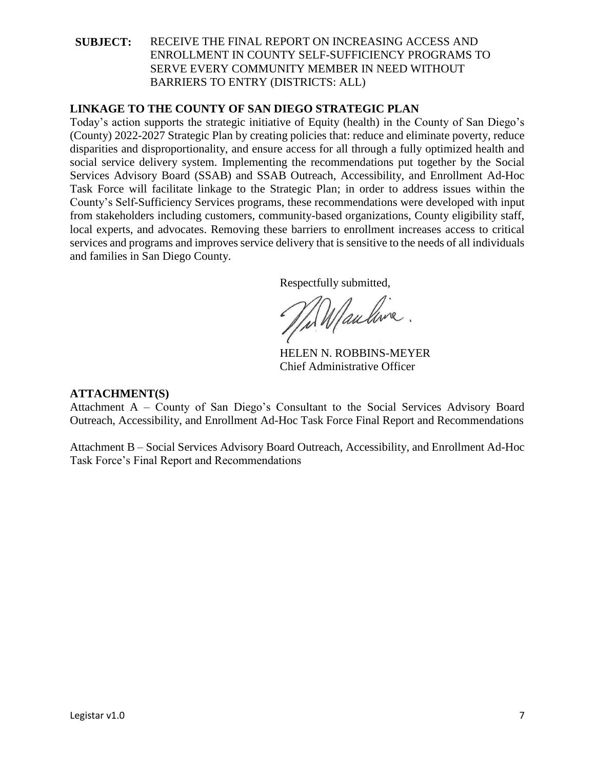**SUBJECT:** RECEIVE THE FINAL REPORT ON INCREASING ACCESS AND ENROLLMENT IN COUNTY SELF-SUFFICIENCY PROGRAMS TO SERVE EVERY COMMUNITY MEMBER IN NEED WITHOUT BARRIERS TO ENTRY (DISTRICTS: ALL)

**LINKAGE TO THE COUNTY OF SAN DIEGO STRATEGIC PLAN**

Today's action supports the strategic initiative of Equity (health) in the County of San Diego's (County) 2022-2027 Strategic Plan by creating policies that: reduce and eliminate poverty, reduce disparities and disproportionality, and ensure access for all through a fully optimized health and social service delivery system. Implementing the recommendations put together by the Social Services Advisory Board (SSAB) and SSAB Outreach, Accessibility, and Enrollment Ad-Hoc Task Force will facilitate linkage to the Strategic Plan; in order to address issues within the County's Self-Sufficiency Services programs, these recommendations were developed with input from stakeholders including customers, community-based organizations, County eligibility staff, local experts, and advocates. Removing these barriers to enrollment increases access to critical services and programs and improves service delivery that is sensitive to the needs of all individuals and families in San Diego County.

Respectfully submitted,

HELEN N. ROBBINS-MEYER
Chief Administrative Officer

**ATTACHMENT(S)**

Attachment A – County of San Diego's Consultant to the Social Services Advisory Board Outreach, Accessibility, and Enrollment Ad-Hoc Task Force Final Report and Recommendations

Attachment B – Social Services Advisory Board Outreach, Accessibility, and Enrollment Ad-Hoc Task Force's Final Report and Recommendations